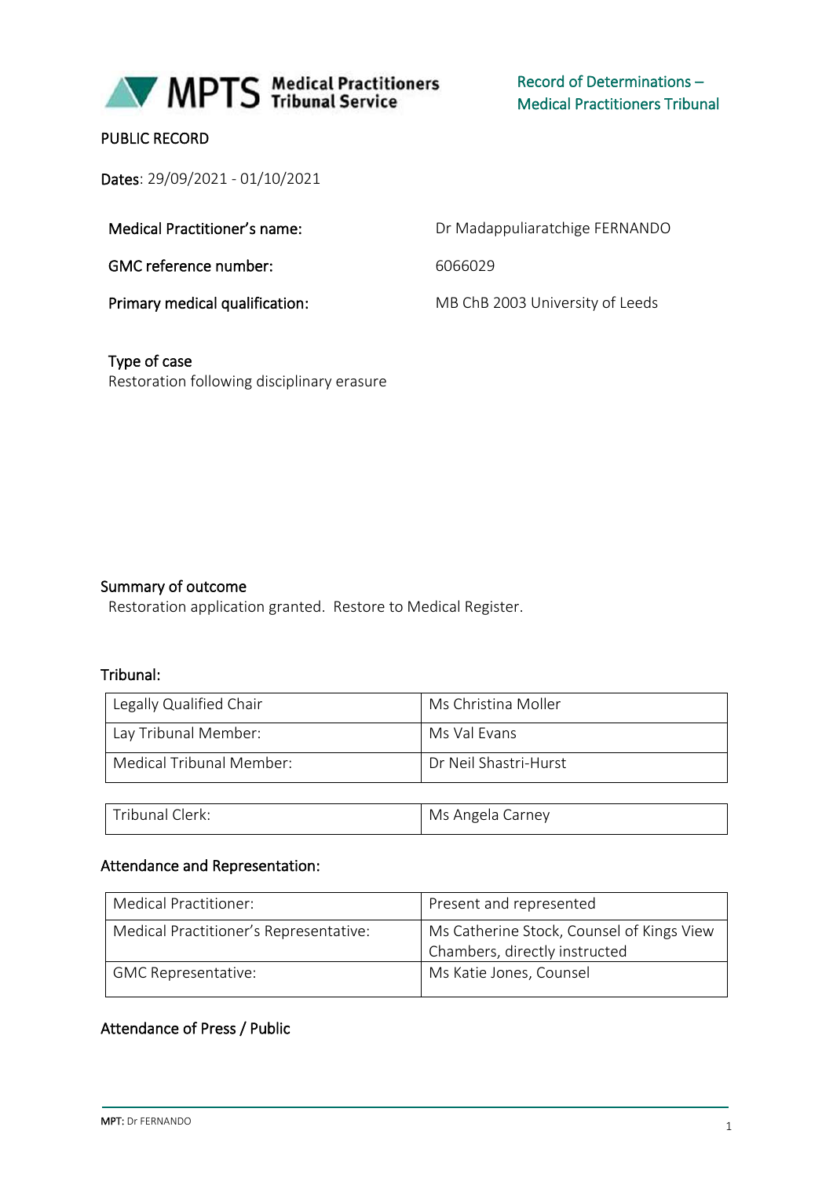MPTS Medical Practitioners Tribunal Service

Record of Determinations –
Medical Practitioners Tribunal

PUBLIC RECORD

**Dates**: 29/09/2021 - 01/10/2021

| | |
|---|---|
| Medical Practitioner's name: | Dr Madappuliaratchige FERNANDO |
| GMC reference number: | 6066029 |
| Primary medical qualification: | MB ChB 2003 University of Leeds |

**Type of case**
Restoration following disciplinary erasure

**Summary of outcome**
Restoration application granted. Restore to Medical Register.

**Tribunal:**

| | |
|---|---|
| Legally Qualified Chair | Ms Christina Moller |
| Lay Tribunal Member: | Ms Val Evans |
| Medical Tribunal Member: | Dr Neil Shastri-Hurst |

| | |
|---|---|
| Tribunal Clerk: | Ms Angela Carney |

**Attendance and Representation:**

| | |
|---|---|
| Medical Practitioner: | Present and represented |
| Medical Practitioner's Representative: | Ms Catherine Stock, Counsel of Kings View Chambers, directly instructed |
| GMC Representative: | Ms Katie Jones, Counsel |

**Attendance of Press / Public**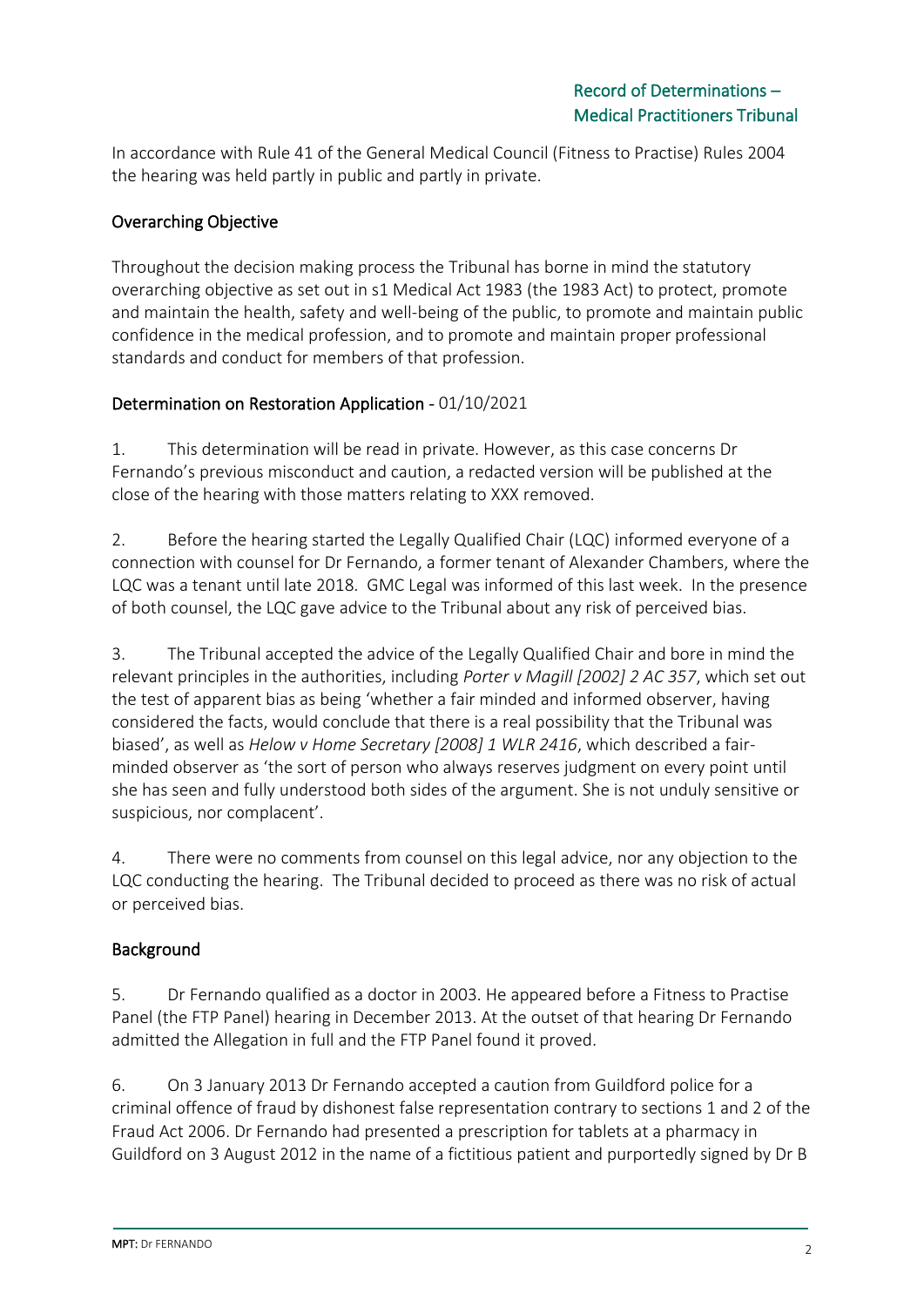In accordance with Rule 41 of the General Medical Council (Fitness to Practise) Rules 2004 the hearing was held partly in public and partly in private.

## Overarching Objective

Throughout the decision making process the Tribunal has borne in mind the statutory overarching objective as set out in s1 Medical Act 1983 (the 1983 Act) to protect, promote and maintain the health, safety and well-being of the public, to promote and maintain public confidence in the medical profession, and to promote and maintain proper professional standards and conduct for members of that profession.

## Determination on Restoration Application - 01/10/2021

1. This determination will be read in private. However, as this case concerns Dr Fernando's previous misconduct and caution, a redacted version will be published at the close of the hearing with those matters relating to XXX removed.

2. Before the hearing started the Legally Qualified Chair (LQC) informed everyone of a connection with counsel for Dr Fernando, a former tenant of Alexander Chambers, where the LQC was a tenant until late 2018. GMC Legal was informed of this last week. In the presence of both counsel, the LQC gave advice to the Tribunal about any risk of perceived bias.

3. The Tribunal accepted the advice of the Legally Qualified Chair and bore in mind the relevant principles in the authorities, including *Porter v Magill [2002] 2 AC 357*, which set out the test of apparent bias as being 'whether a fair minded and informed observer, having considered the facts, would conclude that there is a real possibility that the Tribunal was biased', as well as *Helow v Home Secretary [2008] 1 WLR 2416*, which described a fair-minded observer as 'the sort of person who always reserves judgment on every point until she has seen and fully understood both sides of the argument. She is not unduly sensitive or suspicious, nor complacent'.

4. There were no comments from counsel on this legal advice, nor any objection to the LQC conducting the hearing. The Tribunal decided to proceed as there was no risk of actual or perceived bias.

## Background

5. Dr Fernando qualified as a doctor in 2003. He appeared before a Fitness to Practise Panel (the FTP Panel) hearing in December 2013. At the outset of that hearing Dr Fernando admitted the Allegation in full and the FTP Panel found it proved.

6. On 3 January 2013 Dr Fernando accepted a caution from Guildford police for a criminal offence of fraud by dishonest false representation contrary to sections 1 and 2 of the Fraud Act 2006. Dr Fernando had presented a prescription for tablets at a pharmacy in Guildford on 3 August 2012 in the name of a fictitious patient and purportedly signed by Dr B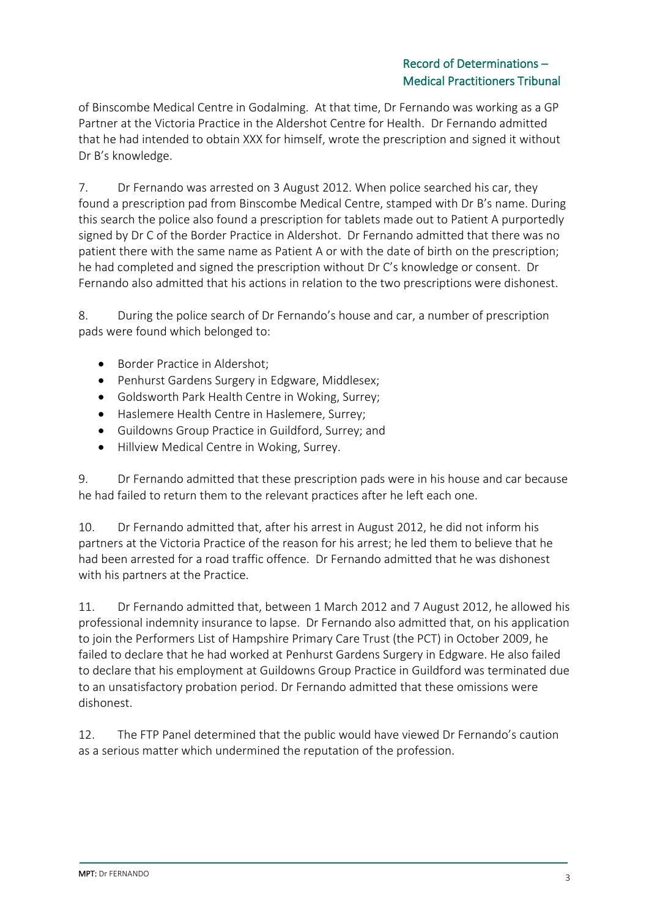of Binscombe Medical Centre in Godalming. At that time, Dr Fernando was working as a GP Partner at the Victoria Practice in the Aldershot Centre for Health. Dr Fernando admitted that he had intended to obtain XXX for himself, wrote the prescription and signed it without Dr B's knowledge.

7. Dr Fernando was arrested on 3 August 2012. When police searched his car, they found a prescription pad from Binscombe Medical Centre, stamped with Dr B's name. During this search the police also found a prescription for tablets made out to Patient A purportedly signed by Dr C of the Border Practice in Aldershot. Dr Fernando admitted that there was no patient there with the same name as Patient A or with the date of birth on the prescription; he had completed and signed the prescription without Dr C's knowledge or consent. Dr Fernando also admitted that his actions in relation to the two prescriptions were dishonest.

8. During the police search of Dr Fernando's house and car, a number of prescription pads were found which belonged to:

- Border Practice in Aldershot;
- Penhurst Gardens Surgery in Edgware, Middlesex;
- Goldsworth Park Health Centre in Woking, Surrey;
- Haslemere Health Centre in Haslemere, Surrey;
- Guildowns Group Practice in Guildford, Surrey; and
- Hillview Medical Centre in Woking, Surrey.

9. Dr Fernando admitted that these prescription pads were in his house and car because he had failed to return them to the relevant practices after he left each one.

10. Dr Fernando admitted that, after his arrest in August 2012, he did not inform his partners at the Victoria Practice of the reason for his arrest; he led them to believe that he had been arrested for a road traffic offence. Dr Fernando admitted that he was dishonest with his partners at the Practice.

11. Dr Fernando admitted that, between 1 March 2012 and 7 August 2012, he allowed his professional indemnity insurance to lapse. Dr Fernando also admitted that, on his application to join the Performers List of Hampshire Primary Care Trust (the PCT) in October 2009, he failed to declare that he had worked at Penhurst Gardens Surgery in Edgware. He also failed to declare that his employment at Guildowns Group Practice in Guildford was terminated due to an unsatisfactory probation period. Dr Fernando admitted that these omissions were dishonest.

12. The FTP Panel determined that the public would have viewed Dr Fernando's caution as a serious matter which undermined the reputation of the profession.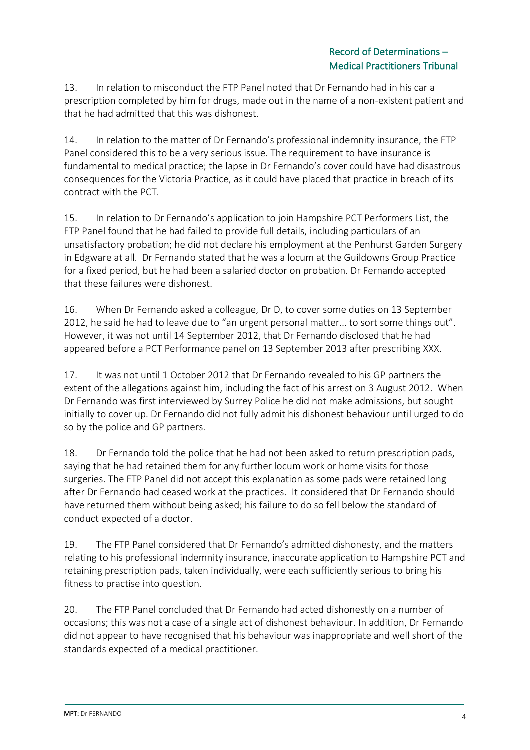13. In relation to misconduct the FTP Panel noted that Dr Fernando had in his car a prescription completed by him for drugs, made out in the name of a non-existent patient and that he had admitted that this was dishonest.

14. In relation to the matter of Dr Fernando's professional indemnity insurance, the FTP Panel considered this to be a very serious issue. The requirement to have insurance is fundamental to medical practice; the lapse in Dr Fernando's cover could have had disastrous consequences for the Victoria Practice, as it could have placed that practice in breach of its contract with the PCT.

15. In relation to Dr Fernando's application to join Hampshire PCT Performers List, the FTP Panel found that he had failed to provide full details, including particulars of an unsatisfactory probation; he did not declare his employment at the Penhurst Garden Surgery in Edgware at all. Dr Fernando stated that he was a locum at the Guildowns Group Practice for a fixed period, but he had been a salaried doctor on probation. Dr Fernando accepted that these failures were dishonest.

16. When Dr Fernando asked a colleague, Dr D, to cover some duties on 13 September 2012, he said he had to leave due to "an urgent personal matter… to sort some things out". However, it was not until 14 September 2012, that Dr Fernando disclosed that he had appeared before a PCT Performance panel on 13 September 2013 after prescribing XXX.

17. It was not until 1 October 2012 that Dr Fernando revealed to his GP partners the extent of the allegations against him, including the fact of his arrest on 3 August 2012. When Dr Fernando was first interviewed by Surrey Police he did not make admissions, but sought initially to cover up. Dr Fernando did not fully admit his dishonest behaviour until urged to do so by the police and GP partners.

18. Dr Fernando told the police that he had not been asked to return prescription pads, saying that he had retained them for any further locum work or home visits for those surgeries. The FTP Panel did not accept this explanation as some pads were retained long after Dr Fernando had ceased work at the practices. It considered that Dr Fernando should have returned them without being asked; his failure to do so fell below the standard of conduct expected of a doctor.

19. The FTP Panel considered that Dr Fernando's admitted dishonesty, and the matters relating to his professional indemnity insurance, inaccurate application to Hampshire PCT and retaining prescription pads, taken individually, were each sufficiently serious to bring his fitness to practise into question.

20. The FTP Panel concluded that Dr Fernando had acted dishonestly on a number of occasions; this was not a case of a single act of dishonest behaviour. In addition, Dr Fernando did not appear to have recognised that his behaviour was inappropriate and well short of the standards expected of a medical practitioner.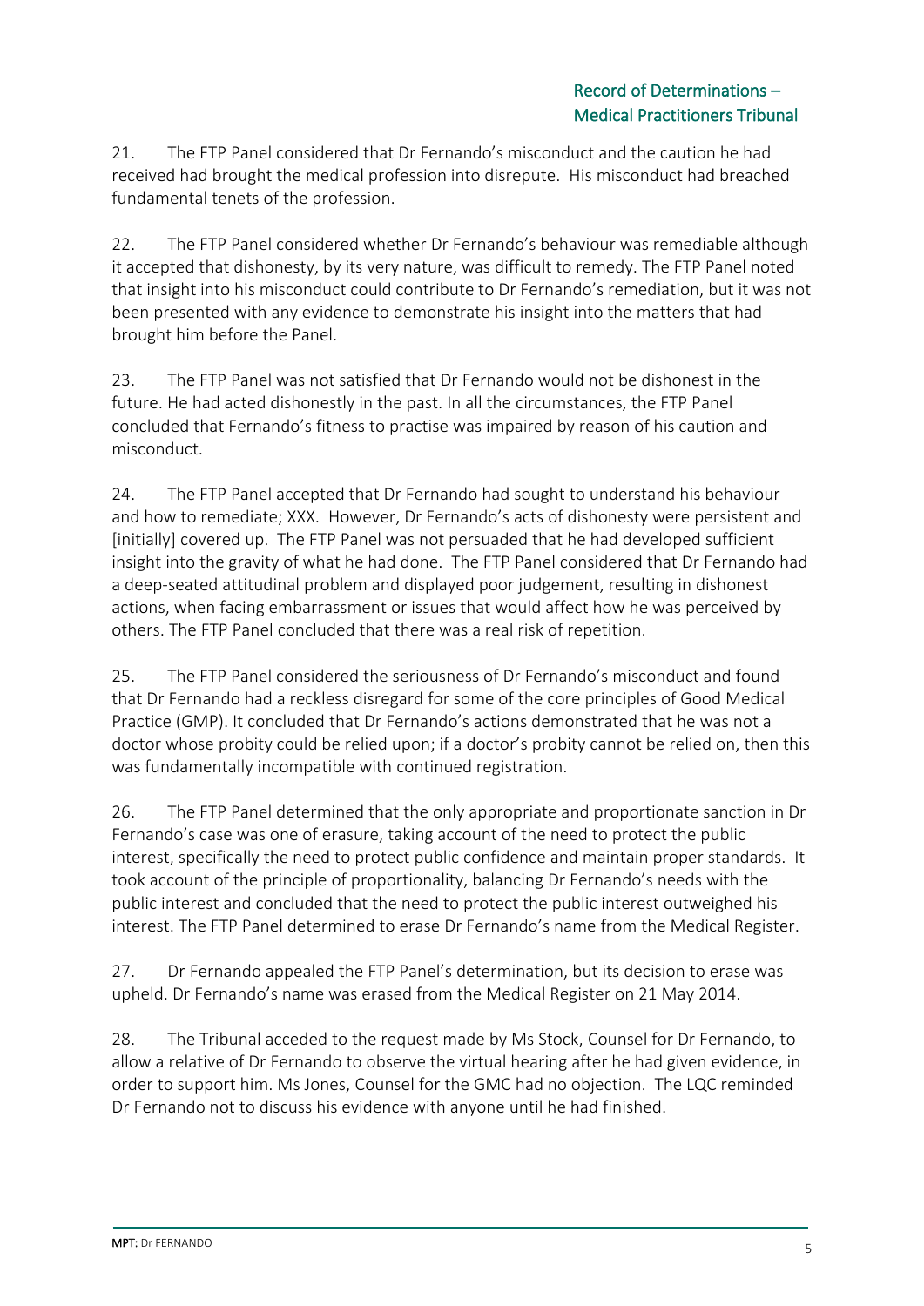21. The FTP Panel considered that Dr Fernando's misconduct and the caution he had received had brought the medical profession into disrepute. His misconduct had breached fundamental tenets of the profession.

22. The FTP Panel considered whether Dr Fernando's behaviour was remediable although it accepted that dishonesty, by its very nature, was difficult to remedy. The FTP Panel noted that insight into his misconduct could contribute to Dr Fernando's remediation, but it was not been presented with any evidence to demonstrate his insight into the matters that had brought him before the Panel.

23. The FTP Panel was not satisfied that Dr Fernando would not be dishonest in the future. He had acted dishonestly in the past. In all the circumstances, the FTP Panel concluded that Fernando's fitness to practise was impaired by reason of his caution and misconduct.

24. The FTP Panel accepted that Dr Fernando had sought to understand his behaviour and how to remediate; XXX. However, Dr Fernando's acts of dishonesty were persistent and [initially] covered up. The FTP Panel was not persuaded that he had developed sufficient insight into the gravity of what he had done. The FTP Panel considered that Dr Fernando had a deep-seated attitudinal problem and displayed poor judgement, resulting in dishonest actions, when facing embarrassment or issues that would affect how he was perceived by others. The FTP Panel concluded that there was a real risk of repetition.

25. The FTP Panel considered the seriousness of Dr Fernando's misconduct and found that Dr Fernando had a reckless disregard for some of the core principles of Good Medical Practice (GMP). It concluded that Dr Fernando's actions demonstrated that he was not a doctor whose probity could be relied upon; if a doctor's probity cannot be relied on, then this was fundamentally incompatible with continued registration.

26. The FTP Panel determined that the only appropriate and proportionate sanction in Dr Fernando's case was one of erasure, taking account of the need to protect the public interest, specifically the need to protect public confidence and maintain proper standards. It took account of the principle of proportionality, balancing Dr Fernando's needs with the public interest and concluded that the need to protect the public interest outweighed his interest. The FTP Panel determined to erase Dr Fernando's name from the Medical Register.

27. Dr Fernando appealed the FTP Panel's determination, but its decision to erase was upheld. Dr Fernando's name was erased from the Medical Register on 21 May 2014.

28. The Tribunal acceded to the request made by Ms Stock, Counsel for Dr Fernando, to allow a relative of Dr Fernando to observe the virtual hearing after he had given evidence, in order to support him. Ms Jones, Counsel for the GMC had no objection. The LQC reminded Dr Fernando not to discuss his evidence with anyone until he had finished.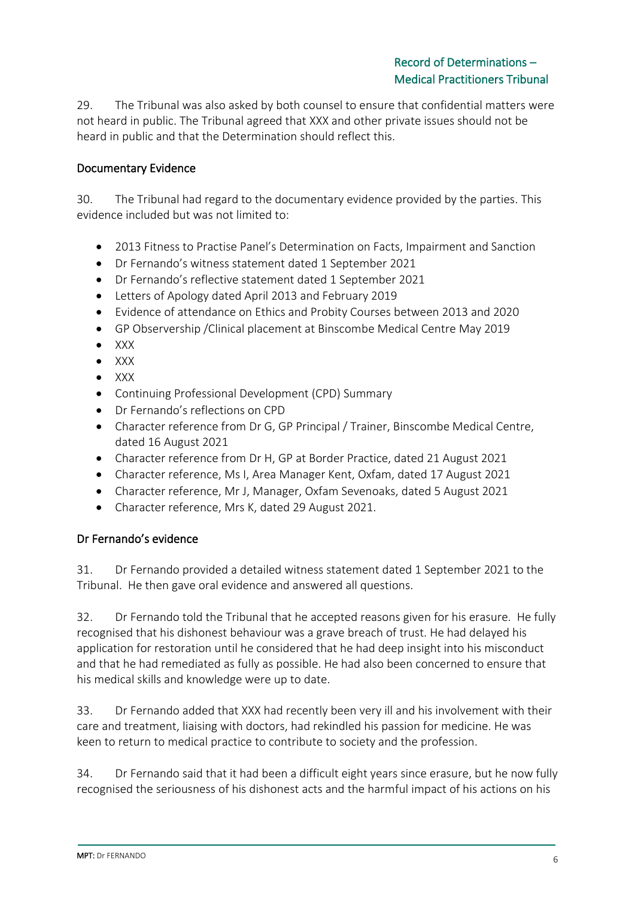29. The Tribunal was also asked by both counsel to ensure that confidential matters were not heard in public. The Tribunal agreed that XXX and other private issues should not be heard in public and that the Determination should reflect this.

## Documentary Evidence

30. The Tribunal had regard to the documentary evidence provided by the parties. This evidence included but was not limited to:

- 2013 Fitness to Practise Panel's Determination on Facts, Impairment and Sanction
- Dr Fernando's witness statement dated 1 September 2021
- Dr Fernando's reflective statement dated 1 September 2021
- Letters of Apology dated April 2013 and February 2019
- Evidence of attendance on Ethics and Probity Courses between 2013 and 2020
- GP Observership /Clinical placement at Binscombe Medical Centre May 2019
- XXX
- XXX
- XXX
- Continuing Professional Development (CPD) Summary
- Dr Fernando's reflections on CPD
- Character reference from Dr G, GP Principal / Trainer, Binscombe Medical Centre, dated 16 August 2021
- Character reference from Dr H, GP at Border Practice, dated 21 August 2021
- Character reference, Ms I, Area Manager Kent, Oxfam, dated 17 August 2021
- Character reference, Mr J, Manager, Oxfam Sevenoaks, dated 5 August 2021
- Character reference, Mrs K, dated 29 August 2021.

## Dr Fernando's evidence

31. Dr Fernando provided a detailed witness statement dated 1 September 2021 to the Tribunal. He then gave oral evidence and answered all questions.

32. Dr Fernando told the Tribunal that he accepted reasons given for his erasure. He fully recognised that his dishonest behaviour was a grave breach of trust. He had delayed his application for restoration until he considered that he had deep insight into his misconduct and that he had remediated as fully as possible. He had also been concerned to ensure that his medical skills and knowledge were up to date.

33. Dr Fernando added that XXX had recently been very ill and his involvement with their care and treatment, liaising with doctors, had rekindled his passion for medicine. He was keen to return to medical practice to contribute to society and the profession.

34. Dr Fernando said that it had been a difficult eight years since erasure, but he now fully recognised the seriousness of his dishonest acts and the harmful impact of his actions on his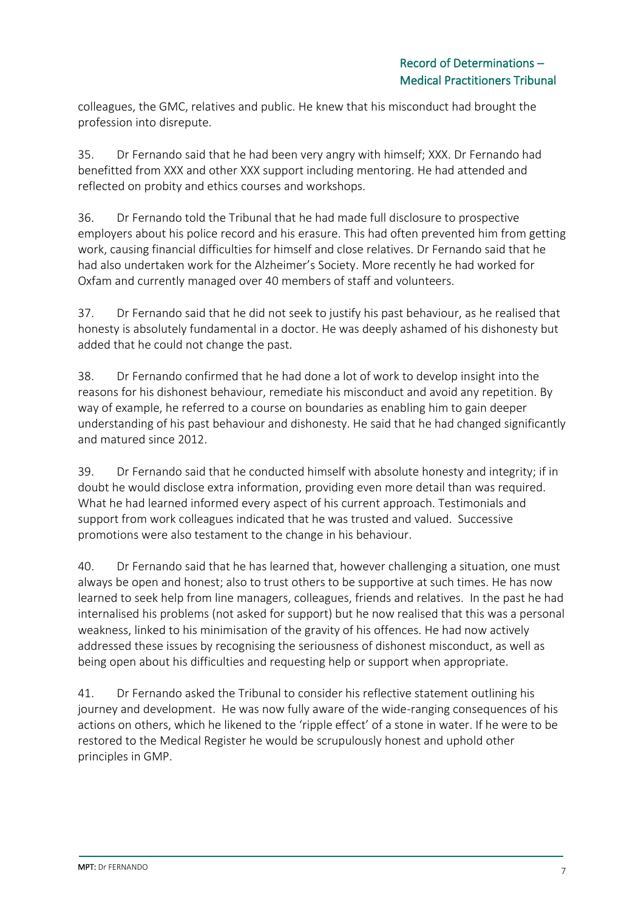colleagues, the GMC, relatives and public. He knew that his misconduct had brought the profession into disrepute.

35. Dr Fernando said that he had been very angry with himself; XXX. Dr Fernando had benefitted from XXX and other XXX support including mentoring. He had attended and reflected on probity and ethics courses and workshops.

36. Dr Fernando told the Tribunal that he had made full disclosure to prospective employers about his police record and his erasure. This had often prevented him from getting work, causing financial difficulties for himself and close relatives. Dr Fernando said that he had also undertaken work for the Alzheimer's Society. More recently he had worked for Oxfam and currently managed over 40 members of staff and volunteers.

37. Dr Fernando said that he did not seek to justify his past behaviour, as he realised that honesty is absolutely fundamental in a doctor. He was deeply ashamed of his dishonesty but added that he could not change the past.

38. Dr Fernando confirmed that he had done a lot of work to develop insight into the reasons for his dishonest behaviour, remediate his misconduct and avoid any repetition. By way of example, he referred to a course on boundaries as enabling him to gain deeper understanding of his past behaviour and dishonesty. He said that he had changed significantly and matured since 2012.

39. Dr Fernando said that he conducted himself with absolute honesty and integrity; if in doubt he would disclose extra information, providing even more detail than was required. What he had learned informed every aspect of his current approach. Testimonials and support from work colleagues indicated that he was trusted and valued. Successive promotions were also testament to the change in his behaviour.

40. Dr Fernando said that he has learned that, however challenging a situation, one must always be open and honest; also to trust others to be supportive at such times. He has now learned to seek help from line managers, colleagues, friends and relatives. In the past he had internalised his problems (not asked for support) but he now realised that this was a personal weakness, linked to his minimisation of the gravity of his offences. He had now actively addressed these issues by recognising the seriousness of dishonest misconduct, as well as being open about his difficulties and requesting help or support when appropriate.

41. Dr Fernando asked the Tribunal to consider his reflective statement outlining his journey and development. He was now fully aware of the wide-ranging consequences of his actions on others, which he likened to the 'ripple effect' of a stone in water. If he were to be restored to the Medical Register he would be scrupulously honest and uphold other principles in GMP.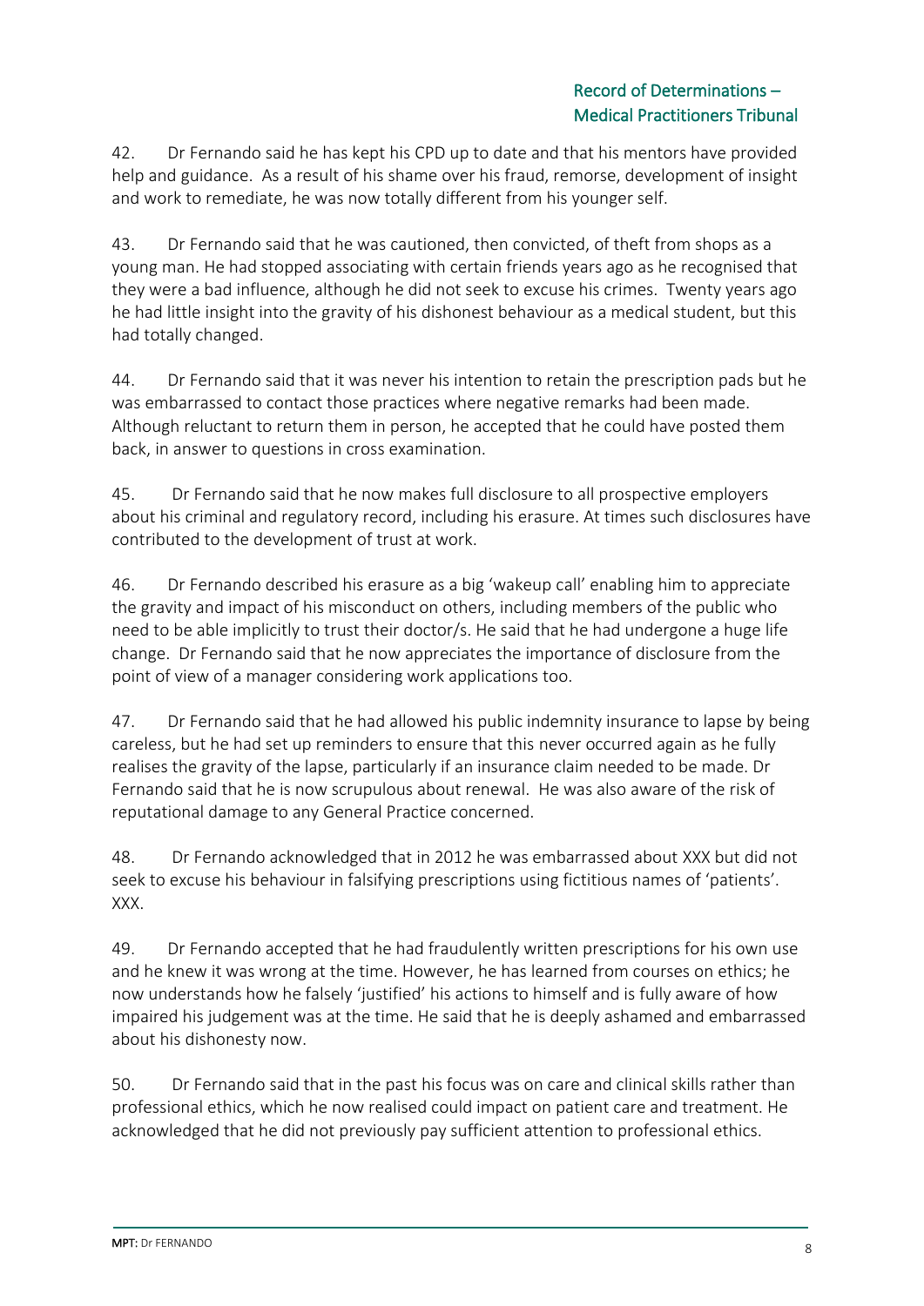42. Dr Fernando said he has kept his CPD up to date and that his mentors have provided help and guidance. As a result of his shame over his fraud, remorse, development of insight and work to remediate, he was now totally different from his younger self.

43. Dr Fernando said that he was cautioned, then convicted, of theft from shops as a young man. He had stopped associating with certain friends years ago as he recognised that they were a bad influence, although he did not seek to excuse his crimes. Twenty years ago he had little insight into the gravity of his dishonest behaviour as a medical student, but this had totally changed.

44. Dr Fernando said that it was never his intention to retain the prescription pads but he was embarrassed to contact those practices where negative remarks had been made. Although reluctant to return them in person, he accepted that he could have posted them back, in answer to questions in cross examination.

45. Dr Fernando said that he now makes full disclosure to all prospective employers about his criminal and regulatory record, including his erasure. At times such disclosures have contributed to the development of trust at work.

46. Dr Fernando described his erasure as a big 'wakeup call' enabling him to appreciate the gravity and impact of his misconduct on others, including members of the public who need to be able implicitly to trust their doctor/s. He said that he had undergone a huge life change. Dr Fernando said that he now appreciates the importance of disclosure from the point of view of a manager considering work applications too.

47. Dr Fernando said that he had allowed his public indemnity insurance to lapse by being careless, but he had set up reminders to ensure that this never occurred again as he fully realises the gravity of the lapse, particularly if an insurance claim needed to be made. Dr Fernando said that he is now scrupulous about renewal. He was also aware of the risk of reputational damage to any General Practice concerned.

48. Dr Fernando acknowledged that in 2012 he was embarrassed about XXX but did not seek to excuse his behaviour in falsifying prescriptions using fictitious names of 'patients'. XXX.

49. Dr Fernando accepted that he had fraudulently written prescriptions for his own use and he knew it was wrong at the time. However, he has learned from courses on ethics; he now understands how he falsely 'justified' his actions to himself and is fully aware of how impaired his judgement was at the time. He said that he is deeply ashamed and embarrassed about his dishonesty now.

50. Dr Fernando said that in the past his focus was on care and clinical skills rather than professional ethics, which he now realised could impact on patient care and treatment. He acknowledged that he did not previously pay sufficient attention to professional ethics.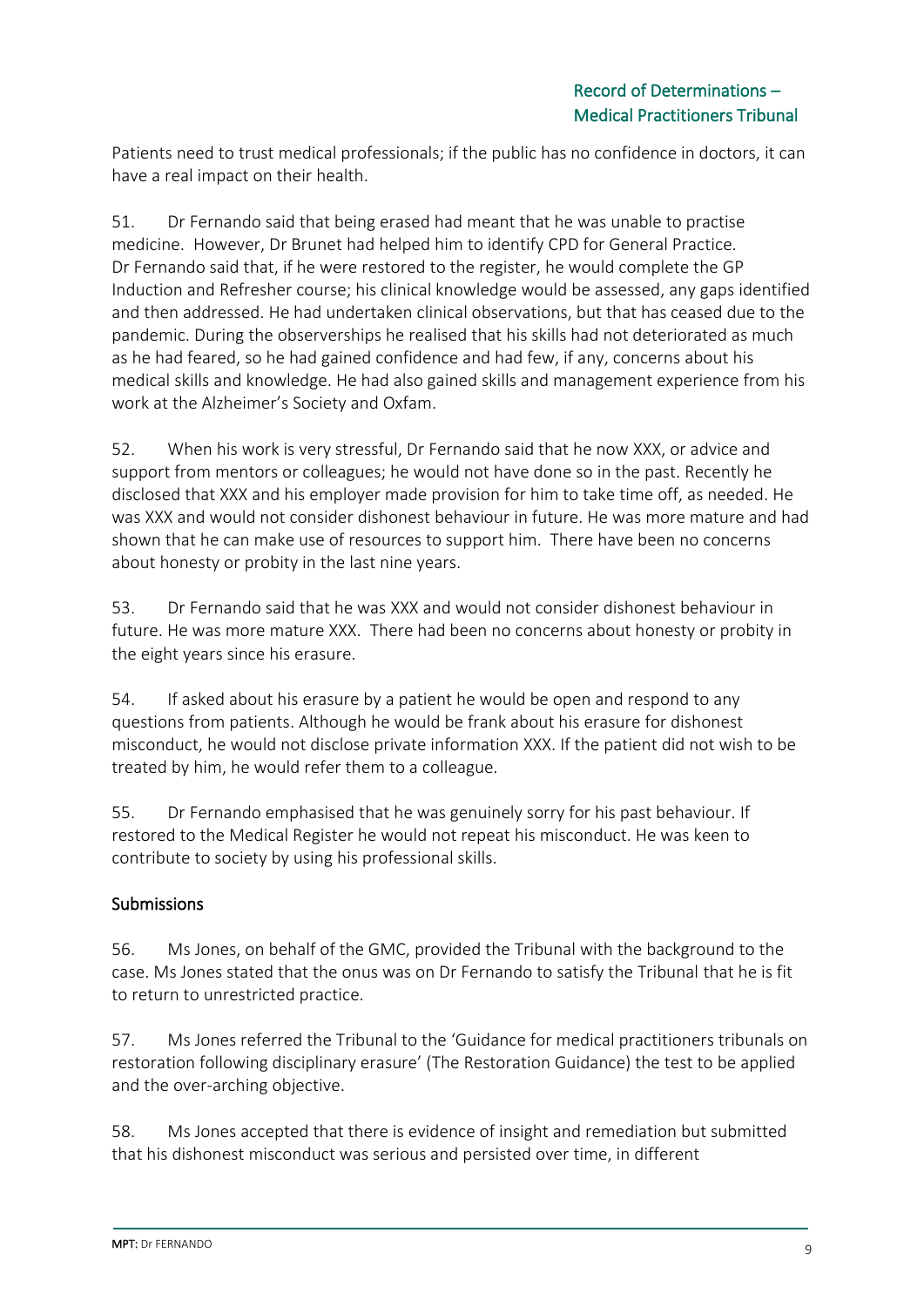Patients need to trust medical professionals; if the public has no confidence in doctors, it can have a real impact on their health.

51. Dr Fernando said that being erased had meant that he was unable to practise medicine. However, Dr Brunet had helped him to identify CPD for General Practice. Dr Fernando said that, if he were restored to the register, he would complete the GP Induction and Refresher course; his clinical knowledge would be assessed, any gaps identified and then addressed. He had undertaken clinical observations, but that has ceased due to the pandemic. During the observerships he realised that his skills had not deteriorated as much as he had feared, so he had gained confidence and had few, if any, concerns about his medical skills and knowledge. He had also gained skills and management experience from his work at the Alzheimer's Society and Oxfam.

52. When his work is very stressful, Dr Fernando said that he now XXX, or advice and support from mentors or colleagues; he would not have done so in the past. Recently he disclosed that XXX and his employer made provision for him to take time off, as needed. He was XXX and would not consider dishonest behaviour in future. He was more mature and had shown that he can make use of resources to support him. There have been no concerns about honesty or probity in the last nine years.

53. Dr Fernando said that he was XXX and would not consider dishonest behaviour in future. He was more mature XXX. There had been no concerns about honesty or probity in the eight years since his erasure.

54. If asked about his erasure by a patient he would be open and respond to any questions from patients. Although he would be frank about his erasure for dishonest misconduct, he would not disclose private information XXX. If the patient did not wish to be treated by him, he would refer them to a colleague.

55. Dr Fernando emphasised that he was genuinely sorry for his past behaviour. If restored to the Medical Register he would not repeat his misconduct. He was keen to contribute to society by using his professional skills.

## Submissions

56. Ms Jones, on behalf of the GMC, provided the Tribunal with the background to the case. Ms Jones stated that the onus was on Dr Fernando to satisfy the Tribunal that he is fit to return to unrestricted practice.

57. Ms Jones referred the Tribunal to the 'Guidance for medical practitioners tribunals on restoration following disciplinary erasure' (The Restoration Guidance) the test to be applied and the over-arching objective.

58. Ms Jones accepted that there is evidence of insight and remediation but submitted that his dishonest misconduct was serious and persisted over time, in different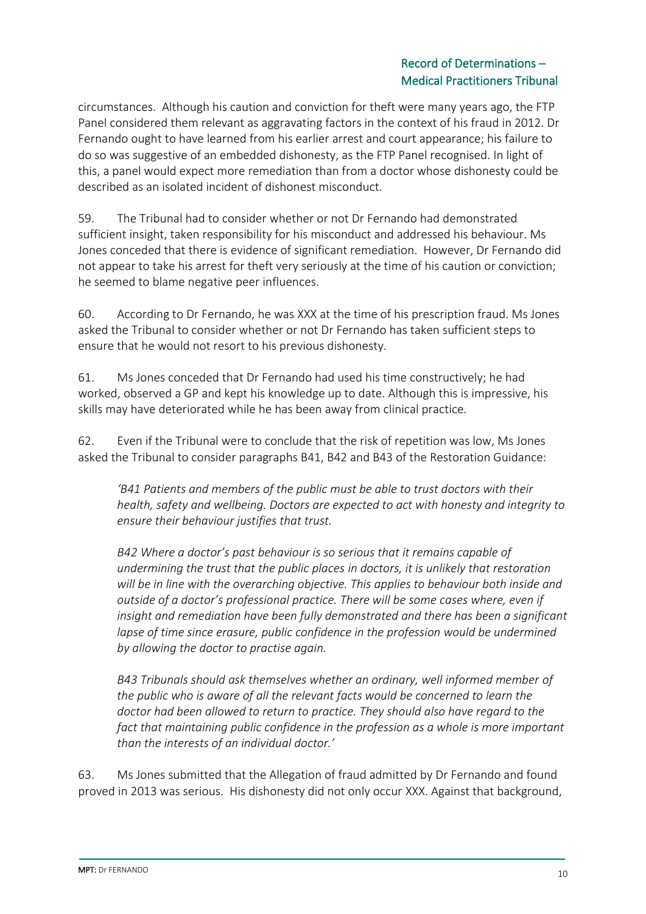circumstances. Although his caution and conviction for theft were many years ago, the FTP Panel considered them relevant as aggravating factors in the context of his fraud in 2012. Dr Fernando ought to have learned from his earlier arrest and court appearance; his failure to do so was suggestive of an embedded dishonesty, as the FTP Panel recognised. In light of this, a panel would expect more remediation than from a doctor whose dishonesty could be described as an isolated incident of dishonest misconduct.

59. The Tribunal had to consider whether or not Dr Fernando had demonstrated sufficient insight, taken responsibility for his misconduct and addressed his behaviour. Ms Jones conceded that there is evidence of significant remediation. However, Dr Fernando did not appear to take his arrest for theft very seriously at the time of his caution or conviction; he seemed to blame negative peer influences.

60. According to Dr Fernando, he was XXX at the time of his prescription fraud. Ms Jones asked the Tribunal to consider whether or not Dr Fernando has taken sufficient steps to ensure that he would not resort to his previous dishonesty.

61. Ms Jones conceded that Dr Fernando had used his time constructively; he had worked, observed a GP and kept his knowledge up to date. Although this is impressive, his skills may have deteriorated while he has been away from clinical practice.

62. Even if the Tribunal were to conclude that the risk of repetition was low, Ms Jones asked the Tribunal to consider paragraphs B41, B42 and B43 of the Restoration Guidance:

> *'B41 Patients and members of the public must be able to trust doctors with their health, safety and wellbeing. Doctors are expected to act with honesty and integrity to ensure their behaviour justifies that trust.*
>
> *B42 Where a doctor's past behaviour is so serious that it remains capable of undermining the trust that the public places in doctors, it is unlikely that restoration will be in line with the overarching objective. This applies to behaviour both inside and outside of a doctor's professional practice. There will be some cases where, even if insight and remediation have been fully demonstrated and there has been a significant lapse of time since erasure, public confidence in the profession would be undermined by allowing the doctor to practise again.*
>
> *B43 Tribunals should ask themselves whether an ordinary, well informed member of the public who is aware of all the relevant facts would be concerned to learn the doctor had been allowed to return to practice. They should also have regard to the fact that maintaining public confidence in the profession as a whole is more important than the interests of an individual doctor.'*

63. Ms Jones submitted that the Allegation of fraud admitted by Dr Fernando and found proved in 2013 was serious. His dishonesty did not only occur XXX. Against that background,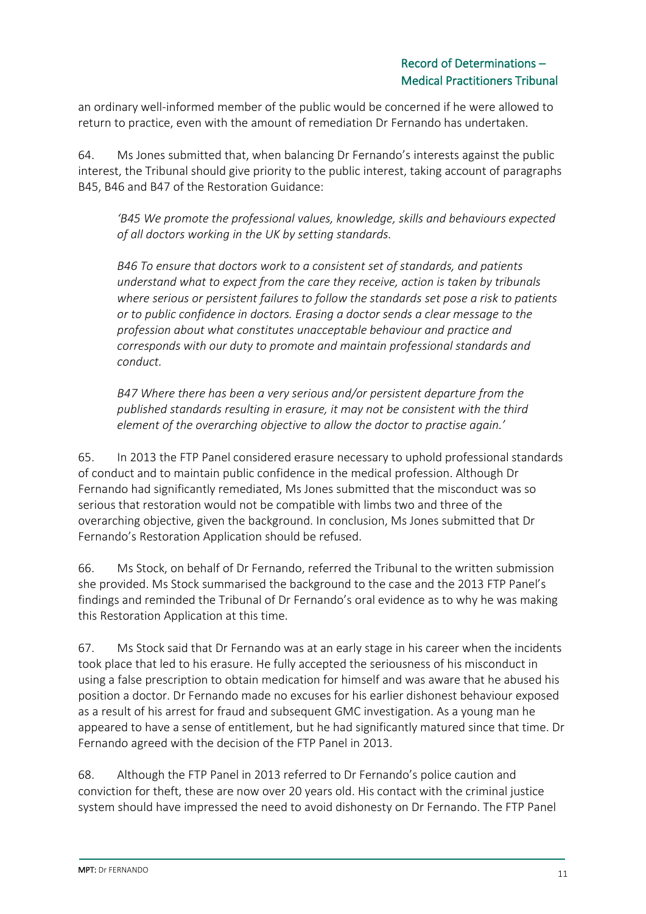an ordinary well-informed member of the public would be concerned if he were allowed to return to practice, even with the amount of remediation Dr Fernando has undertaken.

64. Ms Jones submitted that, when balancing Dr Fernando's interests against the public interest, the Tribunal should give priority to the public interest, taking account of paragraphs B45, B46 and B47 of the Restoration Guidance:

> *'B45 We promote the professional values, knowledge, skills and behaviours expected of all doctors working in the UK by setting standards.*
>
> *B46 To ensure that doctors work to a consistent set of standards, and patients understand what to expect from the care they receive, action is taken by tribunals where serious or persistent failures to follow the standards set pose a risk to patients or to public confidence in doctors. Erasing a doctor sends a clear message to the profession about what constitutes unacceptable behaviour and practice and corresponds with our duty to promote and maintain professional standards and conduct.*
>
> *B47 Where there has been a very serious and/or persistent departure from the published standards resulting in erasure, it may not be consistent with the third element of the overarching objective to allow the doctor to practise again.'*

65. In 2013 the FTP Panel considered erasure necessary to uphold professional standards of conduct and to maintain public confidence in the medical profession. Although Dr Fernando had significantly remediated, Ms Jones submitted that the misconduct was so serious that restoration would not be compatible with limbs two and three of the overarching objective, given the background. In conclusion, Ms Jones submitted that Dr Fernando's Restoration Application should be refused.

66. Ms Stock, on behalf of Dr Fernando, referred the Tribunal to the written submission she provided. Ms Stock summarised the background to the case and the 2013 FTP Panel's findings and reminded the Tribunal of Dr Fernando's oral evidence as to why he was making this Restoration Application at this time.

67. Ms Stock said that Dr Fernando was at an early stage in his career when the incidents took place that led to his erasure. He fully accepted the seriousness of his misconduct in using a false prescription to obtain medication for himself and was aware that he abused his position a doctor. Dr Fernando made no excuses for his earlier dishonest behaviour exposed as a result of his arrest for fraud and subsequent GMC investigation. As a young man he appeared to have a sense of entitlement, but he had significantly matured since that time. Dr Fernando agreed with the decision of the FTP Panel in 2013.

68. Although the FTP Panel in 2013 referred to Dr Fernando's police caution and conviction for theft, these are now over 20 years old. His contact with the criminal justice system should have impressed the need to avoid dishonesty on Dr Fernando. The FTP Panel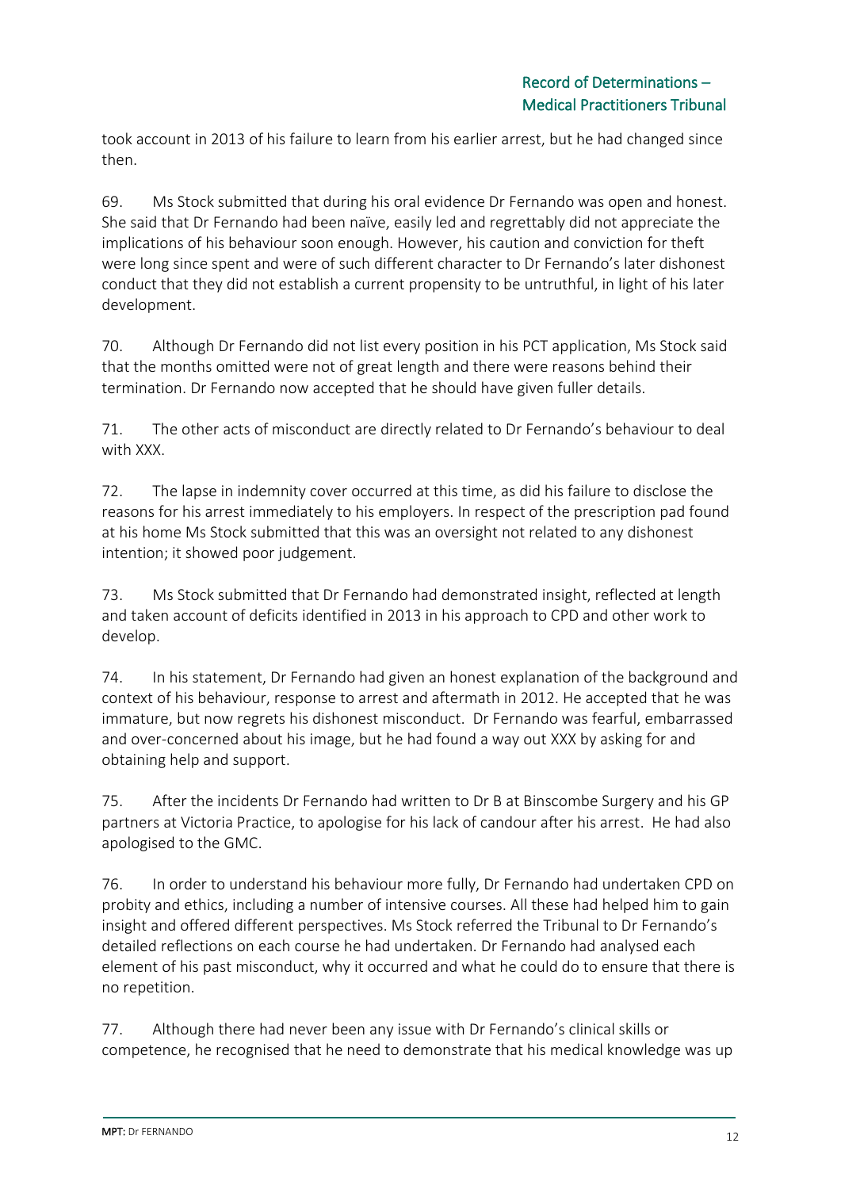took account in 2013 of his failure to learn from his earlier arrest, but he had changed since then.

69. Ms Stock submitted that during his oral evidence Dr Fernando was open and honest. She said that Dr Fernando had been naïve, easily led and regrettably did not appreciate the implications of his behaviour soon enough. However, his caution and conviction for theft were long since spent and were of such different character to Dr Fernando's later dishonest conduct that they did not establish a current propensity to be untruthful, in light of his later development.

70. Although Dr Fernando did not list every position in his PCT application, Ms Stock said that the months omitted were not of great length and there were reasons behind their termination. Dr Fernando now accepted that he should have given fuller details.

71. The other acts of misconduct are directly related to Dr Fernando's behaviour to deal with XXX.

72. The lapse in indemnity cover occurred at this time, as did his failure to disclose the reasons for his arrest immediately to his employers. In respect of the prescription pad found at his home Ms Stock submitted that this was an oversight not related to any dishonest intention; it showed poor judgement.

73. Ms Stock submitted that Dr Fernando had demonstrated insight, reflected at length and taken account of deficits identified in 2013 in his approach to CPD and other work to develop.

74. In his statement, Dr Fernando had given an honest explanation of the background and context of his behaviour, response to arrest and aftermath in 2012. He accepted that he was immature, but now regrets his dishonest misconduct. Dr Fernando was fearful, embarrassed and over-concerned about his image, but he had found a way out XXX by asking for and obtaining help and support.

75. After the incidents Dr Fernando had written to Dr B at Binscombe Surgery and his GP partners at Victoria Practice, to apologise for his lack of candour after his arrest. He had also apologised to the GMC.

76. In order to understand his behaviour more fully, Dr Fernando had undertaken CPD on probity and ethics, including a number of intensive courses. All these had helped him to gain insight and offered different perspectives. Ms Stock referred the Tribunal to Dr Fernando's detailed reflections on each course he had undertaken. Dr Fernando had analysed each element of his past misconduct, why it occurred and what he could do to ensure that there is no repetition.

77. Although there had never been any issue with Dr Fernando's clinical skills or competence, he recognised that he need to demonstrate that his medical knowledge was up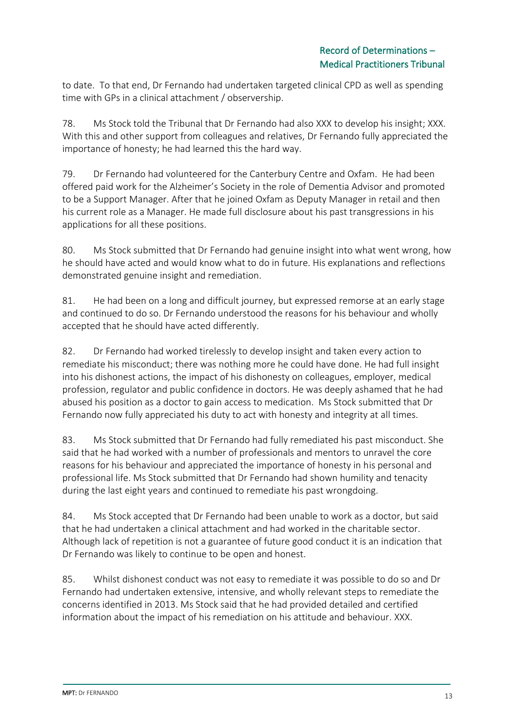to date. To that end, Dr Fernando had undertaken targeted clinical CPD as well as spending time with GPs in a clinical attachment / observership.

78. Ms Stock told the Tribunal that Dr Fernando had also XXX to develop his insight; XXX. With this and other support from colleagues and relatives, Dr Fernando fully appreciated the importance of honesty; he had learned this the hard way.

79. Dr Fernando had volunteered for the Canterbury Centre and Oxfam. He had been offered paid work for the Alzheimer's Society in the role of Dementia Advisor and promoted to be a Support Manager. After that he joined Oxfam as Deputy Manager in retail and then his current role as a Manager. He made full disclosure about his past transgressions in his applications for all these positions.

80. Ms Stock submitted that Dr Fernando had genuine insight into what went wrong, how he should have acted and would know what to do in future. His explanations and reflections demonstrated genuine insight and remediation.

81. He had been on a long and difficult journey, but expressed remorse at an early stage and continued to do so. Dr Fernando understood the reasons for his behaviour and wholly accepted that he should have acted differently.

82. Dr Fernando had worked tirelessly to develop insight and taken every action to remediate his misconduct; there was nothing more he could have done. He had full insight into his dishonest actions, the impact of his dishonesty on colleagues, employer, medical profession, regulator and public confidence in doctors. He was deeply ashamed that he had abused his position as a doctor to gain access to medication. Ms Stock submitted that Dr Fernando now fully appreciated his duty to act with honesty and integrity at all times.

83. Ms Stock submitted that Dr Fernando had fully remediated his past misconduct. She said that he had worked with a number of professionals and mentors to unravel the core reasons for his behaviour and appreciated the importance of honesty in his personal and professional life. Ms Stock submitted that Dr Fernando had shown humility and tenacity during the last eight years and continued to remediate his past wrongdoing.

84. Ms Stock accepted that Dr Fernando had been unable to work as a doctor, but said that he had undertaken a clinical attachment and had worked in the charitable sector. Although lack of repetition is not a guarantee of future good conduct it is an indication that Dr Fernando was likely to continue to be open and honest.

85. Whilst dishonest conduct was not easy to remediate it was possible to do so and Dr Fernando had undertaken extensive, intensive, and wholly relevant steps to remediate the concerns identified in 2013. Ms Stock said that he had provided detailed and certified information about the impact of his remediation on his attitude and behaviour. XXX.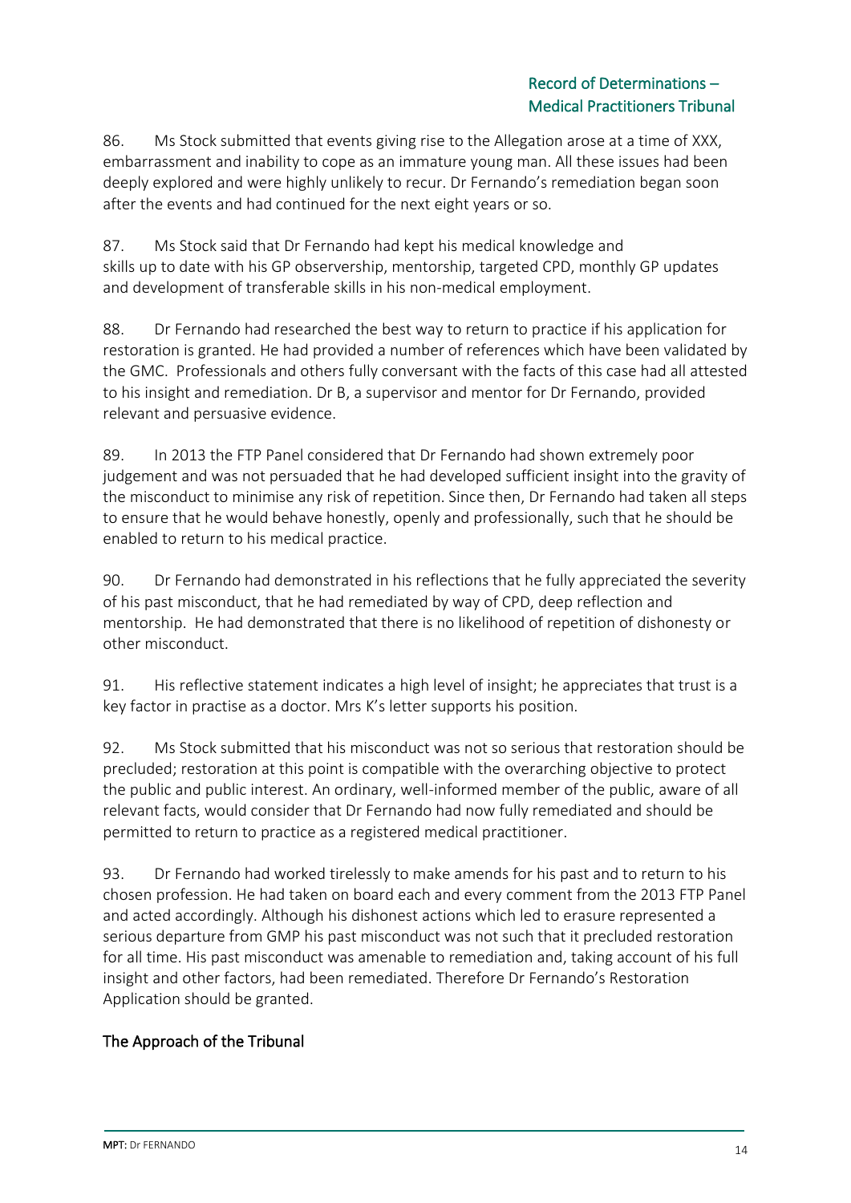86. Ms Stock submitted that events giving rise to the Allegation arose at a time of XXX, embarrassment and inability to cope as an immature young man. All these issues had been deeply explored and were highly unlikely to recur. Dr Fernando's remediation began soon after the events and had continued for the next eight years or so.

87. Ms Stock said that Dr Fernando had kept his medical knowledge and skills up to date with his GP observership, mentorship, targeted CPD, monthly GP updates and development of transferable skills in his non-medical employment.

88. Dr Fernando had researched the best way to return to practice if his application for restoration is granted. He had provided a number of references which have been validated by the GMC. Professionals and others fully conversant with the facts of this case had all attested to his insight and remediation. Dr B, a supervisor and mentor for Dr Fernando, provided relevant and persuasive evidence.

89. In 2013 the FTP Panel considered that Dr Fernando had shown extremely poor judgement and was not persuaded that he had developed sufficient insight into the gravity of the misconduct to minimise any risk of repetition. Since then, Dr Fernando had taken all steps to ensure that he would behave honestly, openly and professionally, such that he should be enabled to return to his medical practice.

90. Dr Fernando had demonstrated in his reflections that he fully appreciated the severity of his past misconduct, that he had remediated by way of CPD, deep reflection and mentorship. He had demonstrated that there is no likelihood of repetition of dishonesty or other misconduct.

91. His reflective statement indicates a high level of insight; he appreciates that trust is a key factor in practise as a doctor. Mrs K's letter supports his position.

92. Ms Stock submitted that his misconduct was not so serious that restoration should be precluded; restoration at this point is compatible with the overarching objective to protect the public and public interest. An ordinary, well-informed member of the public, aware of all relevant facts, would consider that Dr Fernando had now fully remediated and should be permitted to return to practice as a registered medical practitioner.

93. Dr Fernando had worked tirelessly to make amends for his past and to return to his chosen profession. He had taken on board each and every comment from the 2013 FTP Panel and acted accordingly. Although his dishonest actions which led to erasure represented a serious departure from GMP his past misconduct was not such that it precluded restoration for all time. His past misconduct was amenable to remediation and, taking account of his full insight and other factors, had been remediated. Therefore Dr Fernando's Restoration Application should be granted.

## The Approach of the Tribunal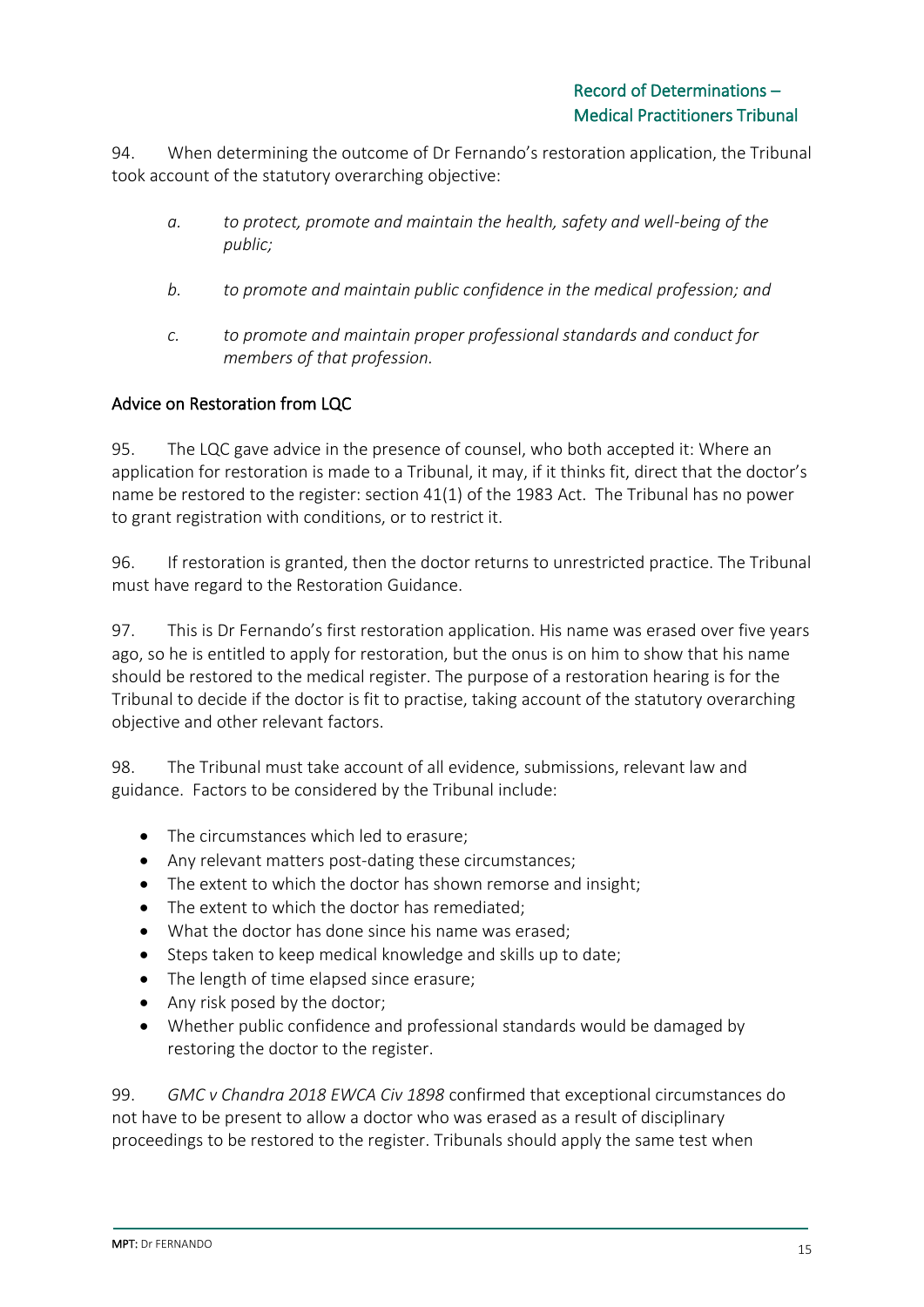94. When determining the outcome of Dr Fernando's restoration application, the Tribunal took account of the statutory overarching objective:

> *a. to protect, promote and maintain the health, safety and well-being of the public;*
>
> *b. to promote and maintain public confidence in the medical profession; and*
>
> *c. to promote and maintain proper professional standards and conduct for members of that profession.*

## Advice on Restoration from LQC

95. The LQC gave advice in the presence of counsel, who both accepted it: Where an application for restoration is made to a Tribunal, it may, if it thinks fit, direct that the doctor's name be restored to the register: section 41(1) of the 1983 Act. The Tribunal has no power to grant registration with conditions, or to restrict it.

96. If restoration is granted, then the doctor returns to unrestricted practice. The Tribunal must have regard to the Restoration Guidance.

97. This is Dr Fernando's first restoration application. His name was erased over five years ago, so he is entitled to apply for restoration, but the onus is on him to show that his name should be restored to the medical register. The purpose of a restoration hearing is for the Tribunal to decide if the doctor is fit to practise, taking account of the statutory overarching objective and other relevant factors.

98. The Tribunal must take account of all evidence, submissions, relevant law and guidance. Factors to be considered by the Tribunal include:

- The circumstances which led to erasure;
- Any relevant matters post-dating these circumstances;
- The extent to which the doctor has shown remorse and insight;
- The extent to which the doctor has remediated;
- What the doctor has done since his name was erased;
- Steps taken to keep medical knowledge and skills up to date;
- The length of time elapsed since erasure;
- Any risk posed by the doctor;
- Whether public confidence and professional standards would be damaged by restoring the doctor to the register.

99. *GMC v Chandra 2018 EWCA Civ 1898* confirmed that exceptional circumstances do not have to be present to allow a doctor who was erased as a result of disciplinary proceedings to be restored to the register. Tribunals should apply the same test when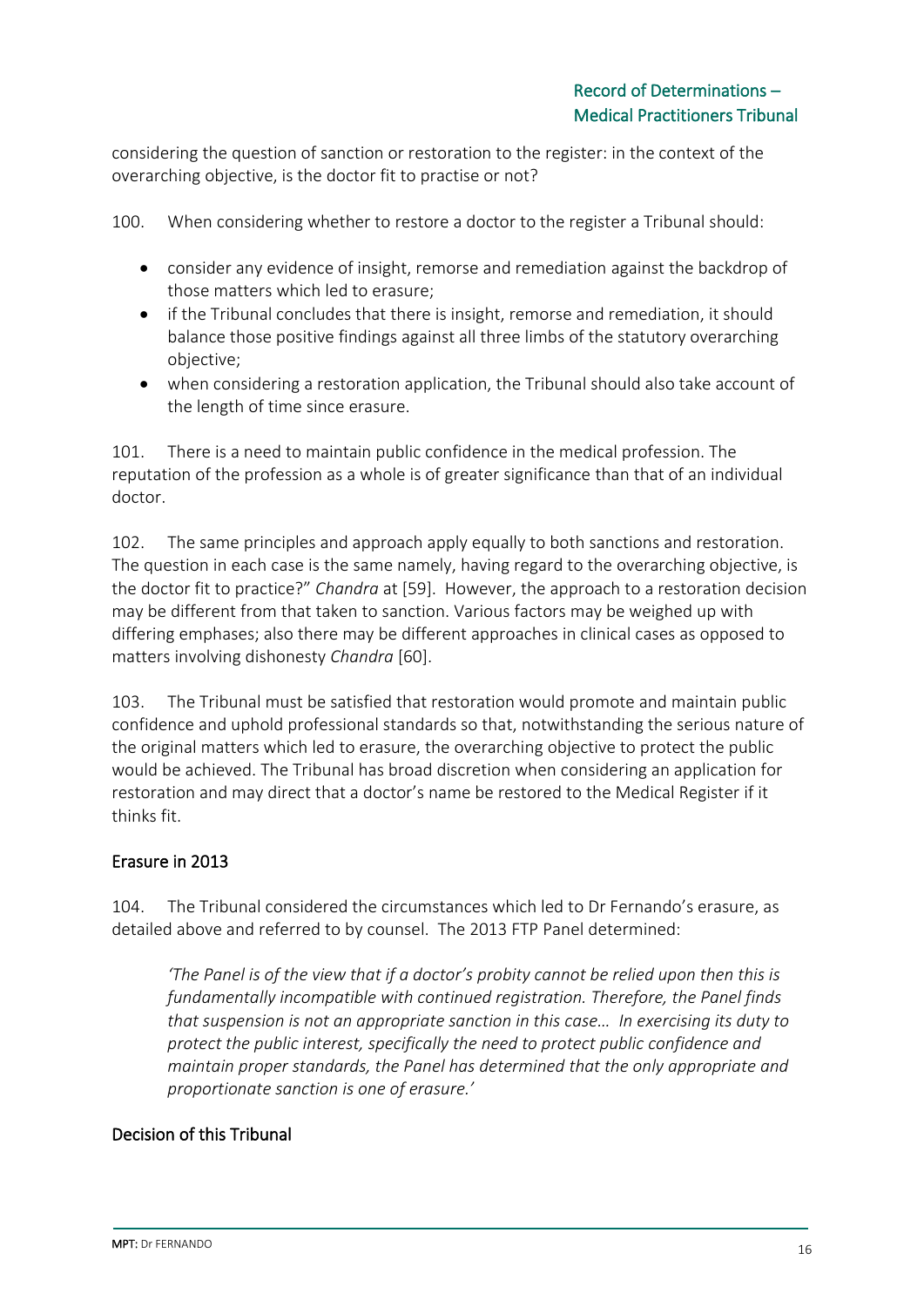considering the question of sanction or restoration to the register: in the context of the overarching objective, is the doctor fit to practise or not?

100. When considering whether to restore a doctor to the register a Tribunal should:

- consider any evidence of insight, remorse and remediation against the backdrop of those matters which led to erasure;
- if the Tribunal concludes that there is insight, remorse and remediation, it should balance those positive findings against all three limbs of the statutory overarching objective;
- when considering a restoration application, the Tribunal should also take account of the length of time since erasure.

101. There is a need to maintain public confidence in the medical profession. The reputation of the profession as a whole is of greater significance than that of an individual doctor.

102. The same principles and approach apply equally to both sanctions and restoration. The question in each case is the same namely, having regard to the overarching objective, is the doctor fit to practice?" *Chandra* at [59]. However, the approach to a restoration decision may be different from that taken to sanction. Various factors may be weighed up with differing emphases; also there may be different approaches in clinical cases as opposed to matters involving dishonesty *Chandra* [60].

103. The Tribunal must be satisfied that restoration would promote and maintain public confidence and uphold professional standards so that, notwithstanding the serious nature of the original matters which led to erasure, the overarching objective to protect the public would be achieved. The Tribunal has broad discretion when considering an application for restoration and may direct that a doctor's name be restored to the Medical Register if it thinks fit.

## Erasure in 2013

104. The Tribunal considered the circumstances which led to Dr Fernando's erasure, as detailed above and referred to by counsel. The 2013 FTP Panel determined:

> *'The Panel is of the view that if a doctor's probity cannot be relied upon then this is fundamentally incompatible with continued registration. Therefore, the Panel finds that suspension is not an appropriate sanction in this case… In exercising its duty to protect the public interest, specifically the need to protect public confidence and maintain proper standards, the Panel has determined that the only appropriate and proportionate sanction is one of erasure.'*

## Decision of this Tribunal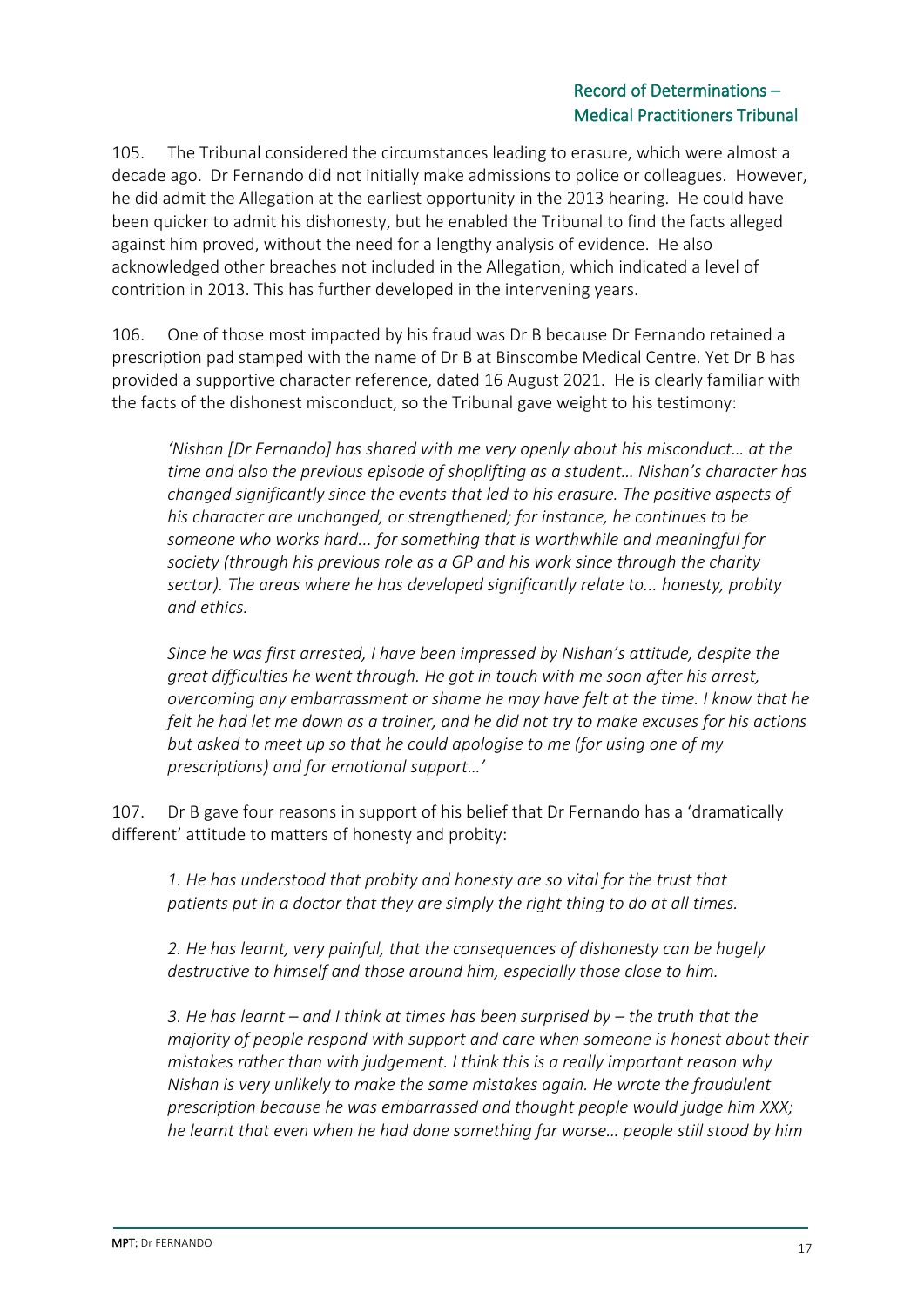105. The Tribunal considered the circumstances leading to erasure, which were almost a decade ago. Dr Fernando did not initially make admissions to police or colleagues. However, he did admit the Allegation at the earliest opportunity in the 2013 hearing. He could have been quicker to admit his dishonesty, but he enabled the Tribunal to find the facts alleged against him proved, without the need for a lengthy analysis of evidence. He also acknowledged other breaches not included in the Allegation, which indicated a level of contrition in 2013. This has further developed in the intervening years.

106. One of those most impacted by his fraud was Dr B because Dr Fernando retained a prescription pad stamped with the name of Dr B at Binscombe Medical Centre. Yet Dr B has provided a supportive character reference, dated 16 August 2021. He is clearly familiar with the facts of the dishonest misconduct, so the Tribunal gave weight to his testimony:

> *'Nishan [Dr Fernando] has shared with me very openly about his misconduct… at the time and also the previous episode of shoplifting as a student… Nishan's character has changed significantly since the events that led to his erasure. The positive aspects of his character are unchanged, or strengthened; for instance, he continues to be someone who works hard... for something that is worthwhile and meaningful for society (through his previous role as a GP and his work since through the charity sector). The areas where he has developed significantly relate to... honesty, probity and ethics.*
>
> *Since he was first arrested, I have been impressed by Nishan's attitude, despite the great difficulties he went through. He got in touch with me soon after his arrest, overcoming any embarrassment or shame he may have felt at the time. I know that he felt he had let me down as a trainer, and he did not try to make excuses for his actions but asked to meet up so that he could apologise to me (for using one of my prescriptions) and for emotional support…'*

107. Dr B gave four reasons in support of his belief that Dr Fernando has a 'dramatically different' attitude to matters of honesty and probity:

> *1. He has understood that probity and honesty are so vital for the trust that patients put in a doctor that they are simply the right thing to do at all times.*
>
> *2. He has learnt, very painful, that the consequences of dishonesty can be hugely destructive to himself and those around him, especially those close to him.*
>
> *3. He has learnt – and I think at times has been surprised by – the truth that the majority of people respond with support and care when someone is honest about their mistakes rather than with judgement. I think this is a really important reason why Nishan is very unlikely to make the same mistakes again. He wrote the fraudulent prescription because he was embarrassed and thought people would judge him XXX; he learnt that even when he had done something far worse… people still stood by him*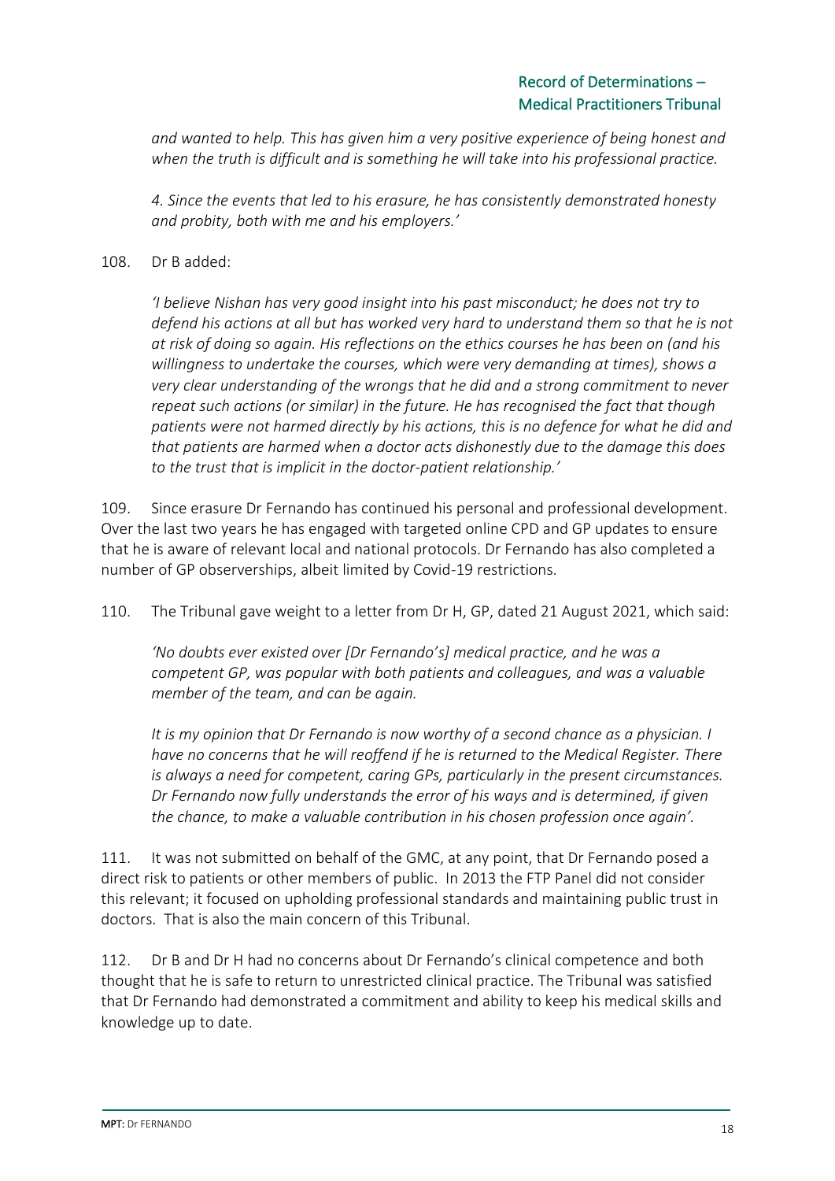*and wanted to help. This has given him a very positive experience of being honest and when the truth is difficult and is something he will take into his professional practice.*

> *4. Since the events that led to his erasure, he has consistently demonstrated honesty and probity, both with me and his employers.'*

108. Dr B added:

> *'I believe Nishan has very good insight into his past misconduct; he does not try to defend his actions at all but has worked very hard to understand them so that he is not at risk of doing so again. His reflections on the ethics courses he has been on (and his willingness to undertake the courses, which were very demanding at times), shows a very clear understanding of the wrongs that he did and a strong commitment to never repeat such actions (or similar) in the future. He has recognised the fact that though patients were not harmed directly by his actions, this is no defence for what he did and that patients are harmed when a doctor acts dishonestly due to the damage this does to the trust that is implicit in the doctor-patient relationship.'*

109. Since erasure Dr Fernando has continued his personal and professional development. Over the last two years he has engaged with targeted online CPD and GP updates to ensure that he is aware of relevant local and national protocols. Dr Fernando has also completed a number of GP observerships, albeit limited by Covid-19 restrictions.

110. The Tribunal gave weight to a letter from Dr H, GP, dated 21 August 2021, which said:

> *'No doubts ever existed over [Dr Fernando's] medical practice, and he was a competent GP, was popular with both patients and colleagues, and was a valuable member of the team, and can be again.*
>
> *It is my opinion that Dr Fernando is now worthy of a second chance as a physician. I have no concerns that he will reoffend if he is returned to the Medical Register. There is always a need for competent, caring GPs, particularly in the present circumstances. Dr Fernando now fully understands the error of his ways and is determined, if given the chance, to make a valuable contribution in his chosen profession once again'.*

111. It was not submitted on behalf of the GMC, at any point, that Dr Fernando posed a direct risk to patients or other members of public. In 2013 the FTP Panel did not consider this relevant; it focused on upholding professional standards and maintaining public trust in doctors. That is also the main concern of this Tribunal.

112. Dr B and Dr H had no concerns about Dr Fernando's clinical competence and both thought that he is safe to return to unrestricted clinical practice. The Tribunal was satisfied that Dr Fernando had demonstrated a commitment and ability to keep his medical skills and knowledge up to date.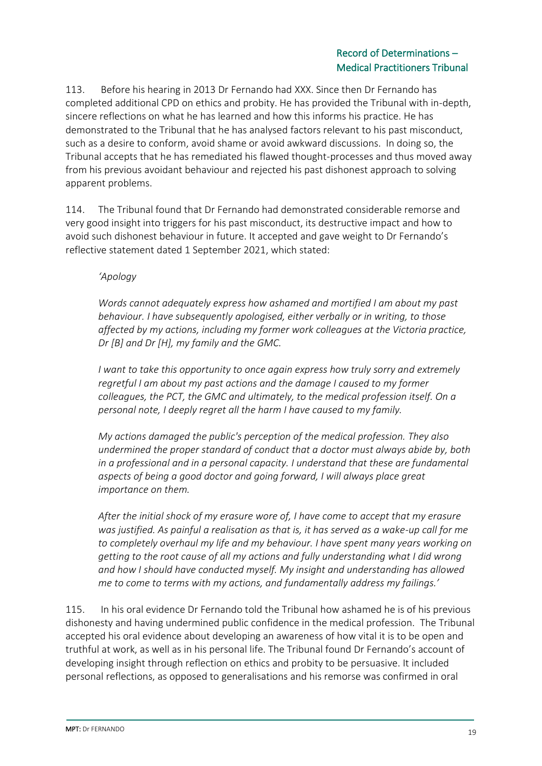113. Before his hearing in 2013 Dr Fernando had XXX. Since then Dr Fernando has completed additional CPD on ethics and probity. He has provided the Tribunal with in-depth, sincere reflections on what he has learned and how this informs his practice. He has demonstrated to the Tribunal that he has analysed factors relevant to his past misconduct, such as a desire to conform, avoid shame or avoid awkward discussions. In doing so, the Tribunal accepts that he has remediated his flawed thought-processes and thus moved away from his previous avoidant behaviour and rejected his past dishonest approach to solving apparent problems.

114. The Tribunal found that Dr Fernando had demonstrated considerable remorse and very good insight into triggers for his past misconduct, its destructive impact and how to avoid such dishonest behaviour in future. It accepted and gave weight to Dr Fernando's reflective statement dated 1 September 2021, which stated:

> *'Apology*
>
> *Words cannot adequately express how ashamed and mortified I am about my past behaviour. I have subsequently apologised, either verbally or in writing, to those affected by my actions, including my former work colleagues at the Victoria practice, Dr [B] and Dr [H], my family and the GMC.*
>
> *I want to take this opportunity to once again express how truly sorry and extremely regretful I am about my past actions and the damage I caused to my former colleagues, the PCT, the GMC and ultimately, to the medical profession itself. On a personal note, I deeply regret all the harm I have caused to my family.*
>
> *My actions damaged the public's perception of the medical profession. They also undermined the proper standard of conduct that a doctor must always abide by, both in a professional and in a personal capacity. I understand that these are fundamental aspects of being a good doctor and going forward, I will always place great importance on them.*
>
> *After the initial shock of my erasure wore of, I have come to accept that my erasure was justified. As painful a realisation as that is, it has served as a wake-up call for me to completely overhaul my life and my behaviour. I have spent many years working on getting to the root cause of all my actions and fully understanding what I did wrong and how I should have conducted myself. My insight and understanding has allowed me to come to terms with my actions, and fundamentally address my failings.'*

115. In his oral evidence Dr Fernando told the Tribunal how ashamed he is of his previous dishonesty and having undermined public confidence in the medical profession. The Tribunal accepted his oral evidence about developing an awareness of how vital it is to be open and truthful at work, as well as in his personal life. The Tribunal found Dr Fernando's account of developing insight through reflection on ethics and probity to be persuasive. It included personal reflections, as opposed to generalisations and his remorse was confirmed in oral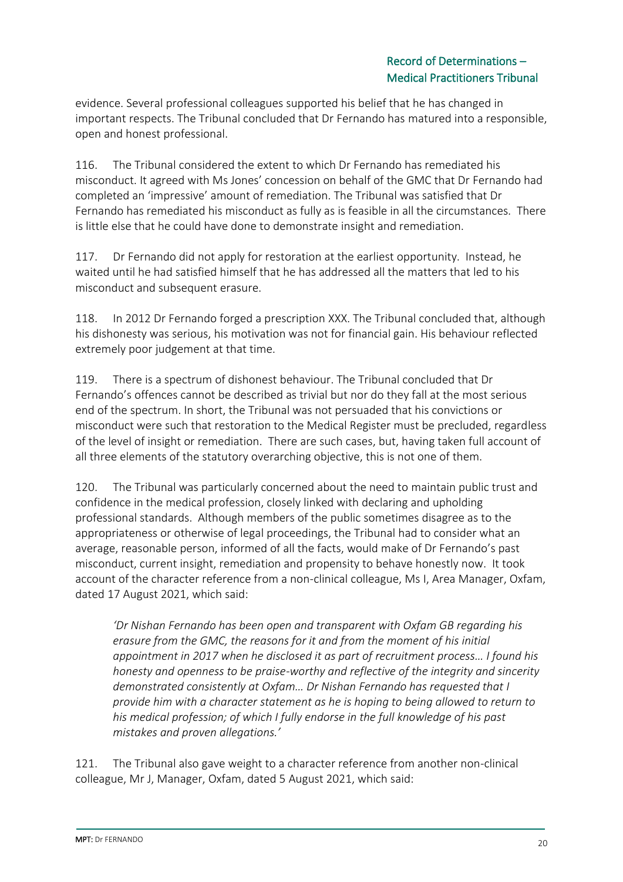evidence. Several professional colleagues supported his belief that he has changed in important respects. The Tribunal concluded that Dr Fernando has matured into a responsible, open and honest professional.

116. The Tribunal considered the extent to which Dr Fernando has remediated his misconduct. It agreed with Ms Jones' concession on behalf of the GMC that Dr Fernando had completed an 'impressive' amount of remediation. The Tribunal was satisfied that Dr Fernando has remediated his misconduct as fully as is feasible in all the circumstances. There is little else that he could have done to demonstrate insight and remediation.

117. Dr Fernando did not apply for restoration at the earliest opportunity. Instead, he waited until he had satisfied himself that he has addressed all the matters that led to his misconduct and subsequent erasure.

118. In 2012 Dr Fernando forged a prescription XXX. The Tribunal concluded that, although his dishonesty was serious, his motivation was not for financial gain. His behaviour reflected extremely poor judgement at that time.

119. There is a spectrum of dishonest behaviour. The Tribunal concluded that Dr Fernando's offences cannot be described as trivial but nor do they fall at the most serious end of the spectrum. In short, the Tribunal was not persuaded that his convictions or misconduct were such that restoration to the Medical Register must be precluded, regardless of the level of insight or remediation. There are such cases, but, having taken full account of all three elements of the statutory overarching objective, this is not one of them.

120. The Tribunal was particularly concerned about the need to maintain public trust and confidence in the medical profession, closely linked with declaring and upholding professional standards. Although members of the public sometimes disagree as to the appropriateness or otherwise of legal proceedings, the Tribunal had to consider what an average, reasonable person, informed of all the facts, would make of Dr Fernando's past misconduct, current insight, remediation and propensity to behave honestly now. It took account of the character reference from a non-clinical colleague, Ms I, Area Manager, Oxfam, dated 17 August 2021, which said:

> *'Dr Nishan Fernando has been open and transparent with Oxfam GB regarding his erasure from the GMC, the reasons for it and from the moment of his initial appointment in 2017 when he disclosed it as part of recruitment process… I found his honesty and openness to be praise-worthy and reflective of the integrity and sincerity demonstrated consistently at Oxfam… Dr Nishan Fernando has requested that I provide him with a character statement as he is hoping to being allowed to return to his medical profession; of which I fully endorse in the full knowledge of his past mistakes and proven allegations.'*

121. The Tribunal also gave weight to a character reference from another non-clinical colleague, Mr J, Manager, Oxfam, dated 5 August 2021, which said: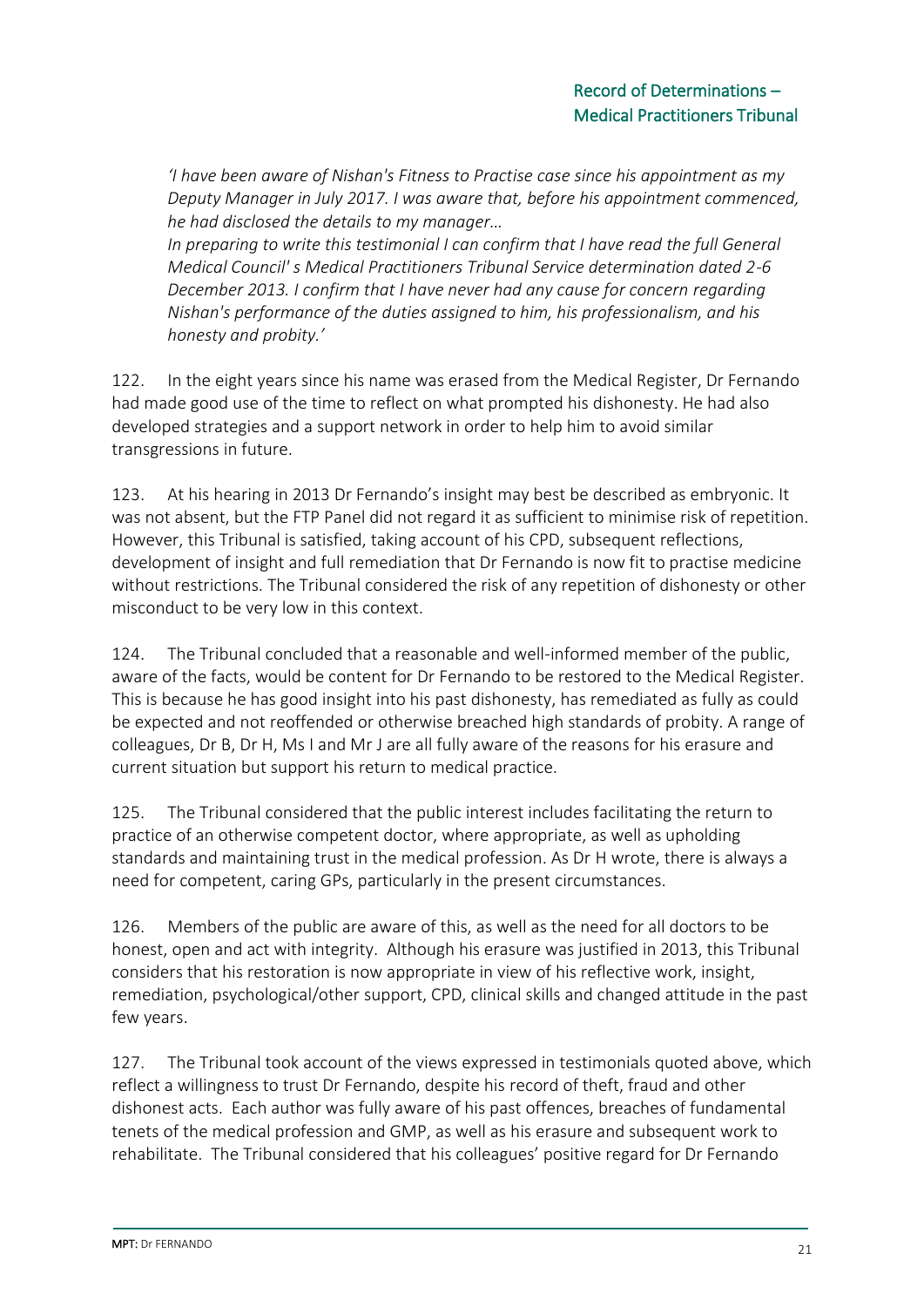*'I have been aware of Nishan's Fitness to Practise case since his appointment as my Deputy Manager in July 2017. I was aware that, before his appointment commenced, he had disclosed the details to my manager…*
*In preparing to write this testimonial I can confirm that I have read the full General Medical Council' s Medical Practitioners Tribunal Service determination dated 2-6 December 2013. I confirm that I have never had any cause for concern regarding Nishan's performance of the duties assigned to him, his professionalism, and his honesty and probity.'*

122. In the eight years since his name was erased from the Medical Register, Dr Fernando had made good use of the time to reflect on what prompted his dishonesty. He had also developed strategies and a support network in order to help him to avoid similar transgressions in future.

123. At his hearing in 2013 Dr Fernando's insight may best be described as embryonic. It was not absent, but the FTP Panel did not regard it as sufficient to minimise risk of repetition. However, this Tribunal is satisfied, taking account of his CPD, subsequent reflections, development of insight and full remediation that Dr Fernando is now fit to practise medicine without restrictions. The Tribunal considered the risk of any repetition of dishonesty or other misconduct to be very low in this context.

124. The Tribunal concluded that a reasonable and well-informed member of the public, aware of the facts, would be content for Dr Fernando to be restored to the Medical Register. This is because he has good insight into his past dishonesty, has remediated as fully as could be expected and not reoffended or otherwise breached high standards of probity. A range of colleagues, Dr B, Dr H, Ms I and Mr J are all fully aware of the reasons for his erasure and current situation but support his return to medical practice.

125. The Tribunal considered that the public interest includes facilitating the return to practice of an otherwise competent doctor, where appropriate, as well as upholding standards and maintaining trust in the medical profession. As Dr H wrote, there is always a need for competent, caring GPs, particularly in the present circumstances.

126. Members of the public are aware of this, as well as the need for all doctors to be honest, open and act with integrity. Although his erasure was justified in 2013, this Tribunal considers that his restoration is now appropriate in view of his reflective work, insight, remediation, psychological/other support, CPD, clinical skills and changed attitude in the past few years.

127. The Tribunal took account of the views expressed in testimonials quoted above, which reflect a willingness to trust Dr Fernando, despite his record of theft, fraud and other dishonest acts. Each author was fully aware of his past offences, breaches of fundamental tenets of the medical profession and GMP, as well as his erasure and subsequent work to rehabilitate. The Tribunal considered that his colleagues' positive regard for Dr Fernando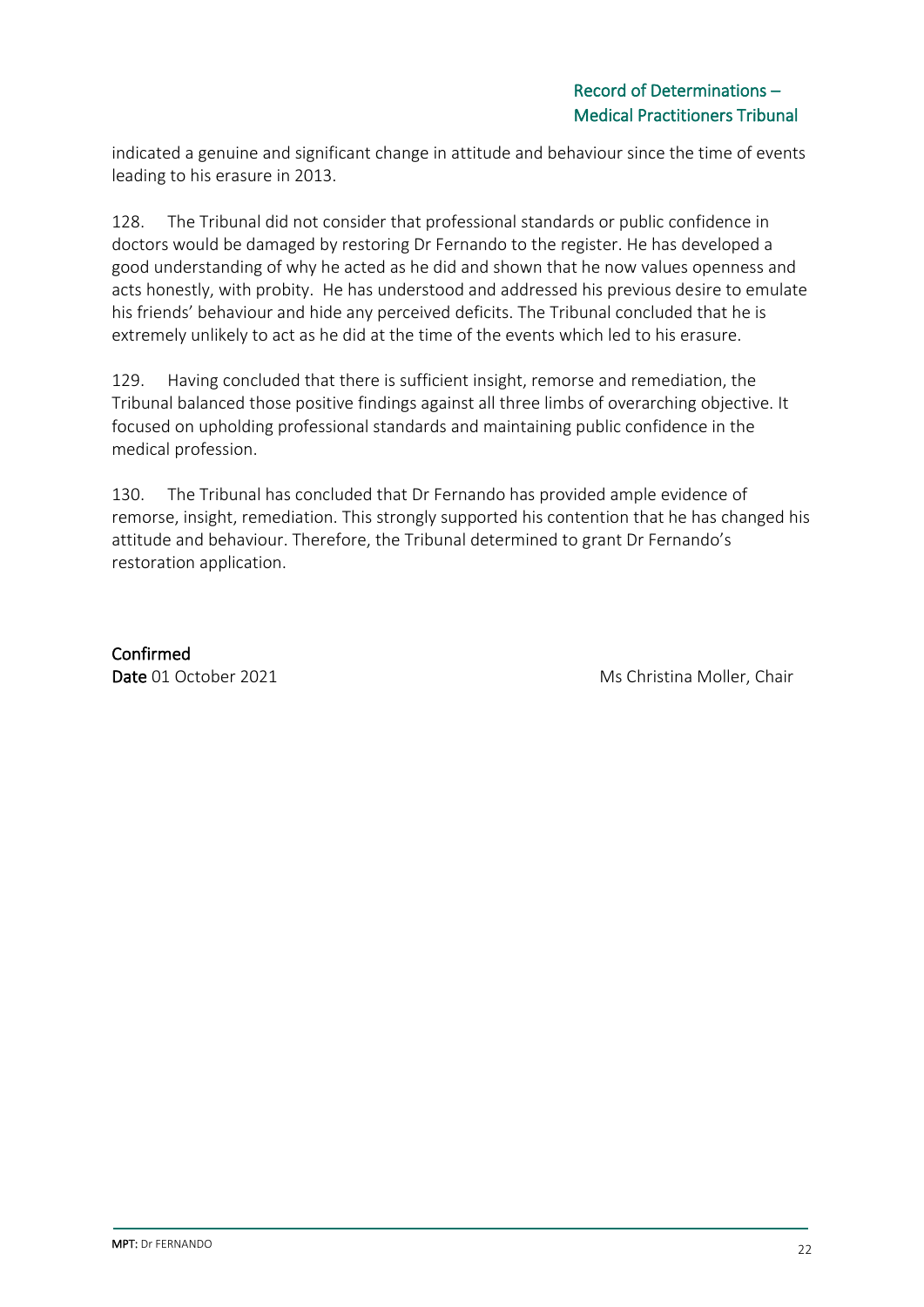indicated a genuine and significant change in attitude and behaviour since the time of events leading to his erasure in 2013.

128. The Tribunal did not consider that professional standards or public confidence in doctors would be damaged by restoring Dr Fernando to the register. He has developed a good understanding of why he acted as he did and shown that he now values openness and acts honestly, with probity. He has understood and addressed his previous desire to emulate his friends' behaviour and hide any perceived deficits. The Tribunal concluded that he is extremely unlikely to act as he did at the time of the events which led to his erasure.

129. Having concluded that there is sufficient insight, remorse and remediation, the Tribunal balanced those positive findings against all three limbs of overarching objective. It focused on upholding professional standards and maintaining public confidence in the medical profession.

130. The Tribunal has concluded that Dr Fernando has provided ample evidence of remorse, insight, remediation. This strongly supported his contention that he has changed his attitude and behaviour. Therefore, the Tribunal determined to grant Dr Fernando's restoration application.

**Confirmed**
**Date** 01 October 2021 Ms Christina Moller, Chair